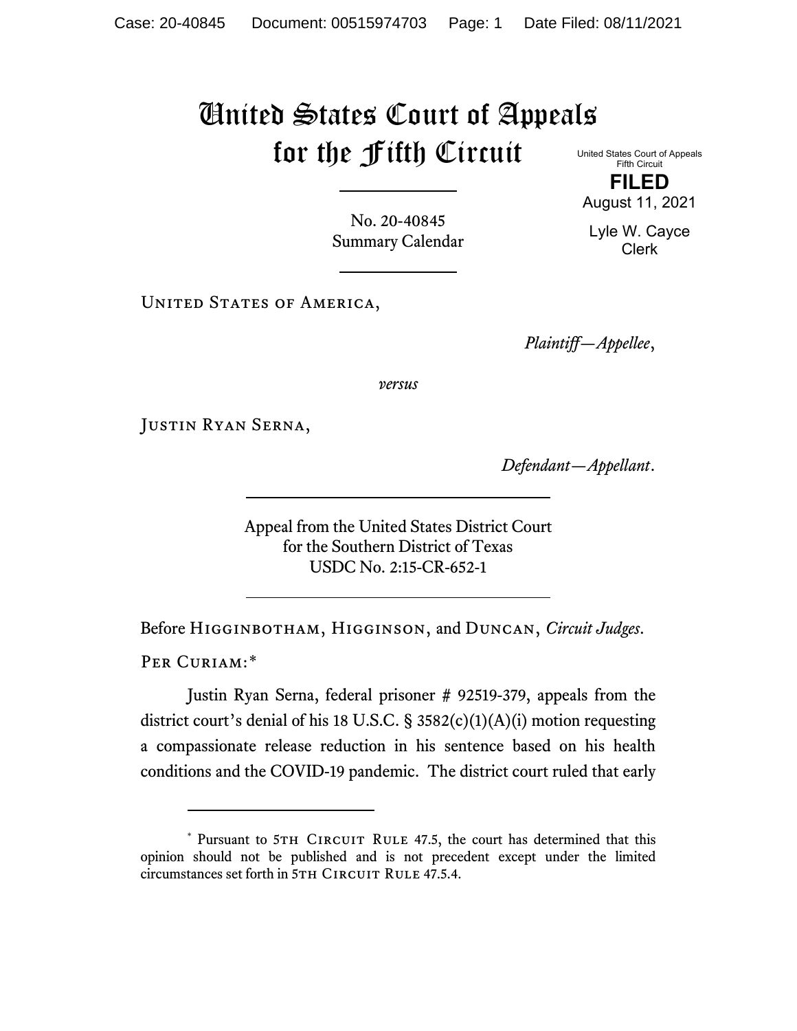# United States Court of Appeals for the Fifth Circuit

United States Court of Appeals
Fifth Circuit

**FILED**

August 11, 2021

Lyle W. Cayce
Clerk

No. 20-40845
Summary Calendar

United States of America,

*Plaintiff—Appellee*,

*versus*

Justin Ryan Serna,

*Defendant—Appellant*.

Appeal from the United States District Court
for the Southern District of Texas
USDC No. 2:15-CR-652-1

Before Higginbotham, Higginson, and Duncan, *Circuit Judges*.

Per Curiam:*

Justin Ryan Serna, federal prisoner # 92519-379, appeals from the district court's denial of his 18 U.S.C. § 3582(c)(1)(A)(i) motion requesting a compassionate release reduction in his sentence based on his health conditions and the COVID-19 pandemic. The district court ruled that early

---

\* Pursuant to 5th Circuit Rule 47.5, the court has determined that this opinion should not be published and is not precedent except under the limited circumstances set forth in 5th Circuit Rule 47.5.4.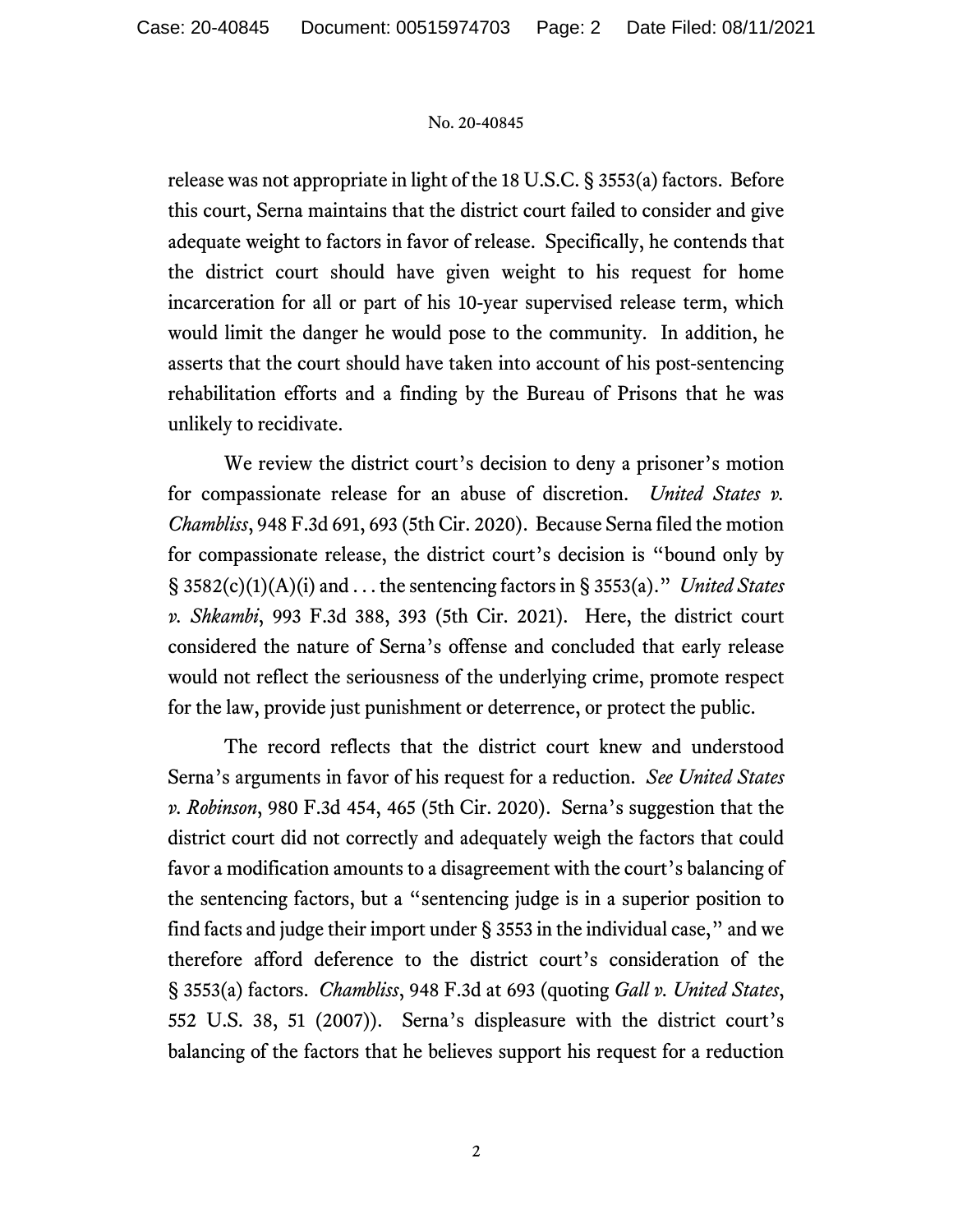release was not appropriate in light of the 18 U.S.C. § 3553(a) factors. Before this court, Serna maintains that the district court failed to consider and give adequate weight to factors in favor of release. Specifically, he contends that the district court should have given weight to his request for home incarceration for all or part of his 10-year supervised release term, which would limit the danger he would pose to the community. In addition, he asserts that the court should have taken into account of his post-sentencing rehabilitation efforts and a finding by the Bureau of Prisons that he was unlikely to recidivate.

We review the district court's decision to deny a prisoner's motion for compassionate release for an abuse of discretion. *United States v. Chambliss*, 948 F.3d 691, 693 (5th Cir. 2020). Because Serna filed the motion for compassionate release, the district court's decision is "bound only by § 3582(c)(1)(A)(i) and . . . the sentencing factors in § 3553(a)." *United States v. Shkambi*, 993 F.3d 388, 393 (5th Cir. 2021). Here, the district court considered the nature of Serna's offense and concluded that early release would not reflect the seriousness of the underlying crime, promote respect for the law, provide just punishment or deterrence, or protect the public.

The record reflects that the district court knew and understood Serna's arguments in favor of his request for a reduction. *See United States v. Robinson*, 980 F.3d 454, 465 (5th Cir. 2020). Serna's suggestion that the district court did not correctly and adequately weigh the factors that could favor a modification amounts to a disagreement with the court's balancing of the sentencing factors, but a "sentencing judge is in a superior position to find facts and judge their import under § 3553 in the individual case," and we therefore afford deference to the district court's consideration of the § 3553(a) factors. *Chambliss*, 948 F.3d at 693 (quoting *Gall v. United States*, 552 U.S. 38, 51 (2007)). Serna's displeasure with the district court's balancing of the factors that he believes support his request for a reduction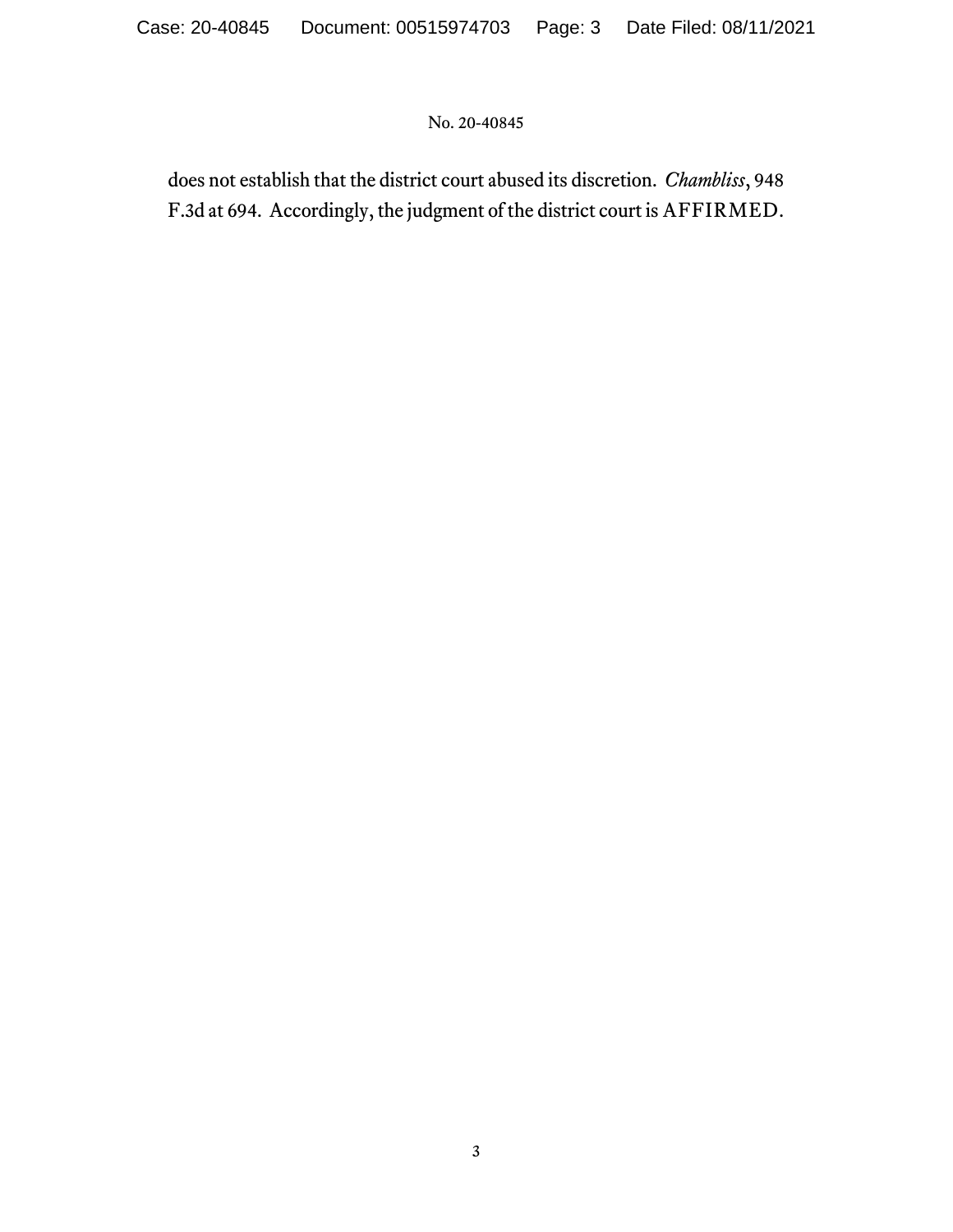does not establish that the district court abused its discretion. *Chambliss*, 948 F.3d at 694. Accordingly, the judgment of the district court is AFFIRMED.